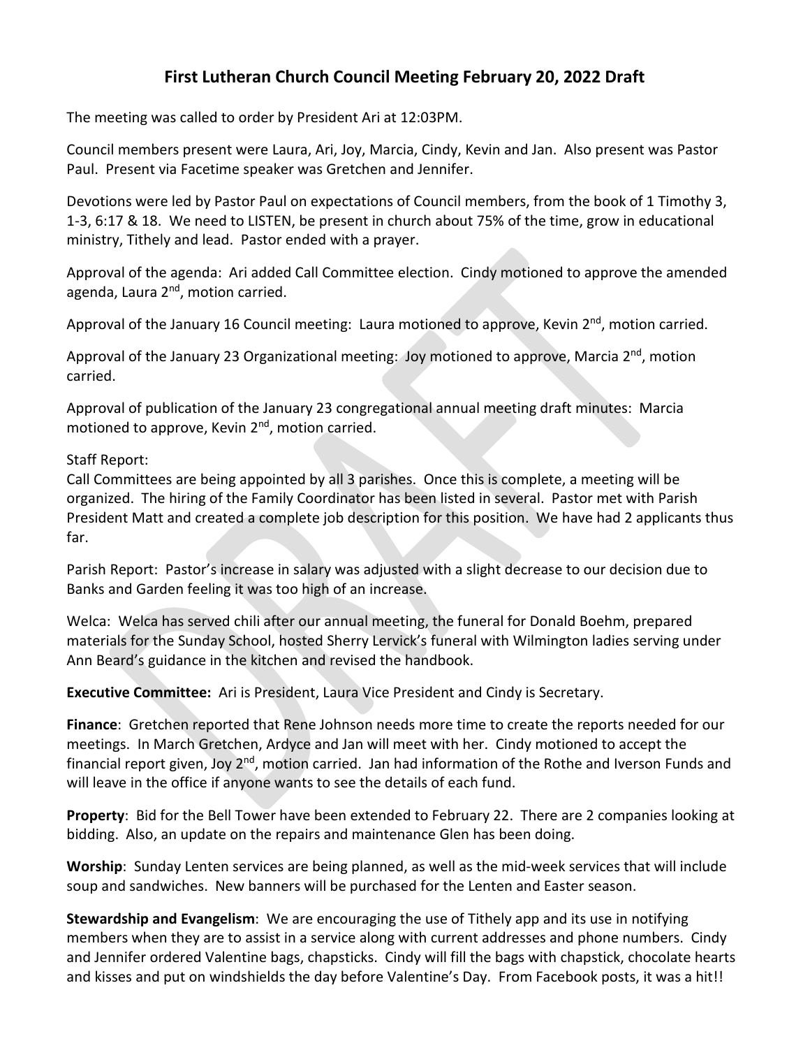# First Lutheran Church Council Meeting February 20, 2022 Draft

The meeting was called to order by President Ari at 12:03PM.

Council members present were Laura, Ari, Joy, Marcia, Cindy, Kevin and Jan. Also present was Pastor Paul. Present via Facetime speaker was Gretchen and Jennifer.

Devotions were led by Pastor Paul on expectations of Council members, from the book of 1 Timothy 3, 1-3, 6:17 & 18. We need to LISTEN, be present in church about 75% of the time, grow in educational ministry, Tithely and lead. Pastor ended with a prayer.

Approval of the agenda: Ari added Call Committee election. Cindy motioned to approve the amended agenda, Laura 2nd, motion carried.

Approval of the January 16 Council meeting: Laura motioned to approve, Kevin 2nd, motion carried.

Approval of the January 23 Organizational meeting: Joy motioned to approve, Marcia 2nd, motion carried.

Approval of publication of the January 23 congregational annual meeting draft minutes: Marcia motioned to approve, Kevin 2nd, motion carried.

Staff Report:
Call Committees are being appointed by all 3 parishes. Once this is complete, a meeting will be organized. The hiring of the Family Coordinator has been listed in several. Pastor met with Parish President Matt and created a complete job description for this position. We have had 2 applicants thus far.

Parish Report: Pastor's increase in salary was adjusted with a slight decrease to our decision due to Banks and Garden feeling it was too high of an increase.

Welca: Welca has served chili after our annual meeting, the funeral for Donald Boehm, prepared materials for the Sunday School, hosted Sherry Lervick's funeral with Wilmington ladies serving under Ann Beard's guidance in the kitchen and revised the handbook.

**Executive Committee:** Ari is President, Laura Vice President and Cindy is Secretary.

**Finance**: Gretchen reported that Rene Johnson needs more time to create the reports needed for our meetings. In March Gretchen, Ardyce and Jan will meet with her. Cindy motioned to accept the financial report given, Joy 2nd, motion carried. Jan had information of the Rothe and Iverson Funds and will leave in the office if anyone wants to see the details of each fund.

**Property**: Bid for the Bell Tower have been extended to February 22. There are 2 companies looking at bidding. Also, an update on the repairs and maintenance Glen has been doing.

**Worship**: Sunday Lenten services are being planned, as well as the mid-week services that will include soup and sandwiches. New banners will be purchased for the Lenten and Easter season.

**Stewardship and Evangelism**: We are encouraging the use of Tithely app and its use in notifying members when they are to assist in a service along with current addresses and phone numbers. Cindy and Jennifer ordered Valentine bags, chapsticks. Cindy will fill the bags with chapstick, chocolate hearts and kisses and put on windshields the day before Valentine's Day. From Facebook posts, it was a hit!!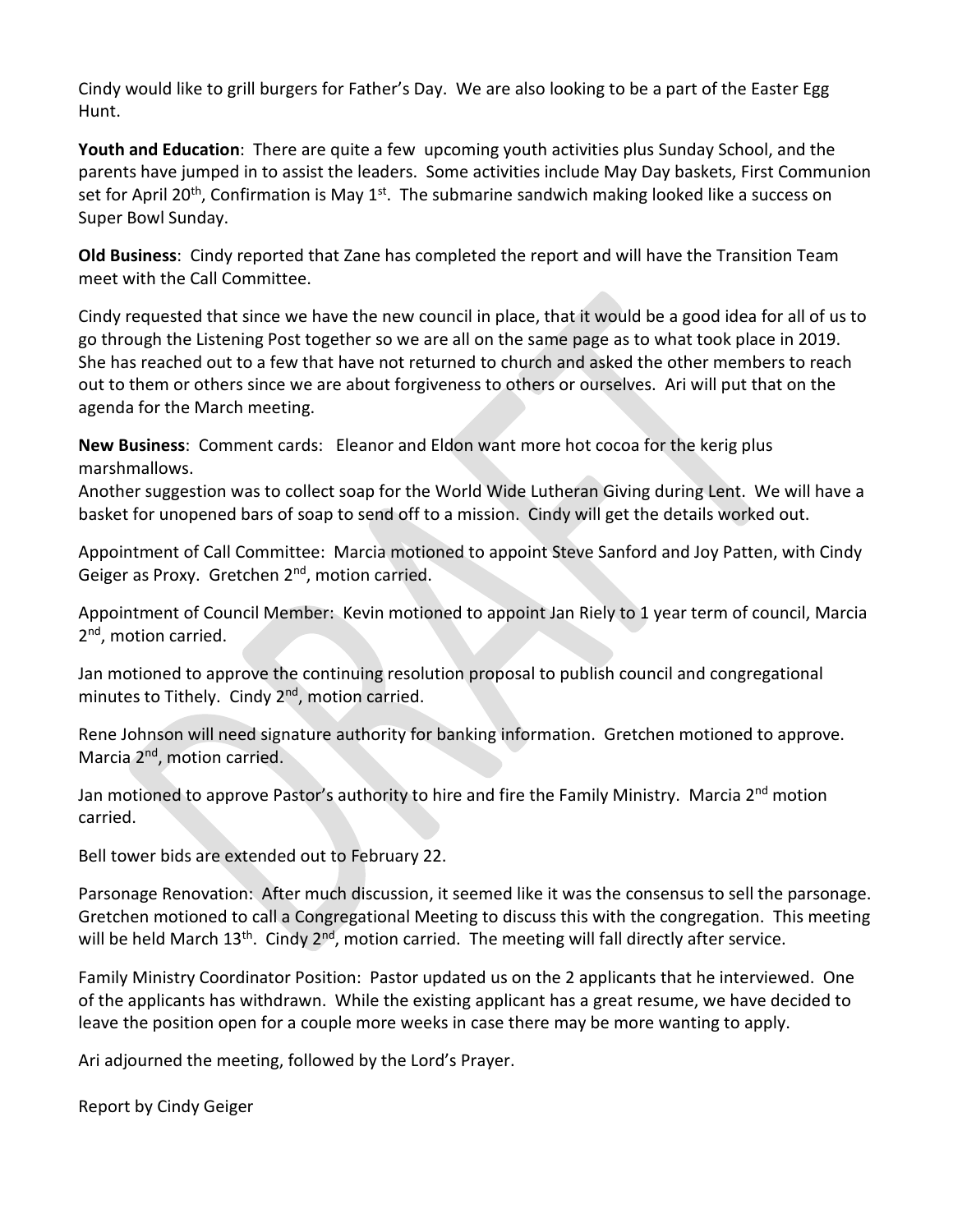Cindy would like to grill burgers for Father's Day. We are also looking to be a part of the Easter Egg Hunt.

**Youth and Education**: There are quite a few upcoming youth activities plus Sunday School, and the parents have jumped in to assist the leaders. Some activities include May Day baskets, First Communion set for April 20th, Confirmation is May 1st. The submarine sandwich making looked like a success on Super Bowl Sunday.

**Old Business**: Cindy reported that Zane has completed the report and will have the Transition Team meet with the Call Committee.

Cindy requested that since we have the new council in place, that it would be a good idea for all of us to go through the Listening Post together so we are all on the same page as to what took place in 2019. She has reached out to a few that have not returned to church and asked the other members to reach out to them or others since we are about forgiveness to others or ourselves. Ari will put that on the agenda for the March meeting.

**New Business**: Comment cards: Eleanor and Eldon want more hot cocoa for the kerig plus marshmallows.
Another suggestion was to collect soap for the World Wide Lutheran Giving during Lent. We will have a basket for unopened bars of soap to send off to a mission. Cindy will get the details worked out.

Appointment of Call Committee: Marcia motioned to appoint Steve Sanford and Joy Patten, with Cindy Geiger as Proxy. Gretchen 2nd, motion carried.

Appointment of Council Member: Kevin motioned to appoint Jan Riely to 1 year term of council, Marcia 2nd, motion carried.

Jan motioned to approve the continuing resolution proposal to publish council and congregational minutes to Tithely. Cindy 2nd, motion carried.

Rene Johnson will need signature authority for banking information. Gretchen motioned to approve. Marcia 2nd, motion carried.

Jan motioned to approve Pastor's authority to hire and fire the Family Ministry. Marcia 2nd motion carried.

Bell tower bids are extended out to February 22.

Parsonage Renovation: After much discussion, it seemed like it was the consensus to sell the parsonage. Gretchen motioned to call a Congregational Meeting to discuss this with the congregation. This meeting will be held March 13th. Cindy 2nd, motion carried. The meeting will fall directly after service.

Family Ministry Coordinator Position: Pastor updated us on the 2 applicants that he interviewed. One of the applicants has withdrawn. While the existing applicant has a great resume, we have decided to leave the position open for a couple more weeks in case there may be more wanting to apply.

Ari adjourned the meeting, followed by the Lord's Prayer.

Report by Cindy Geiger